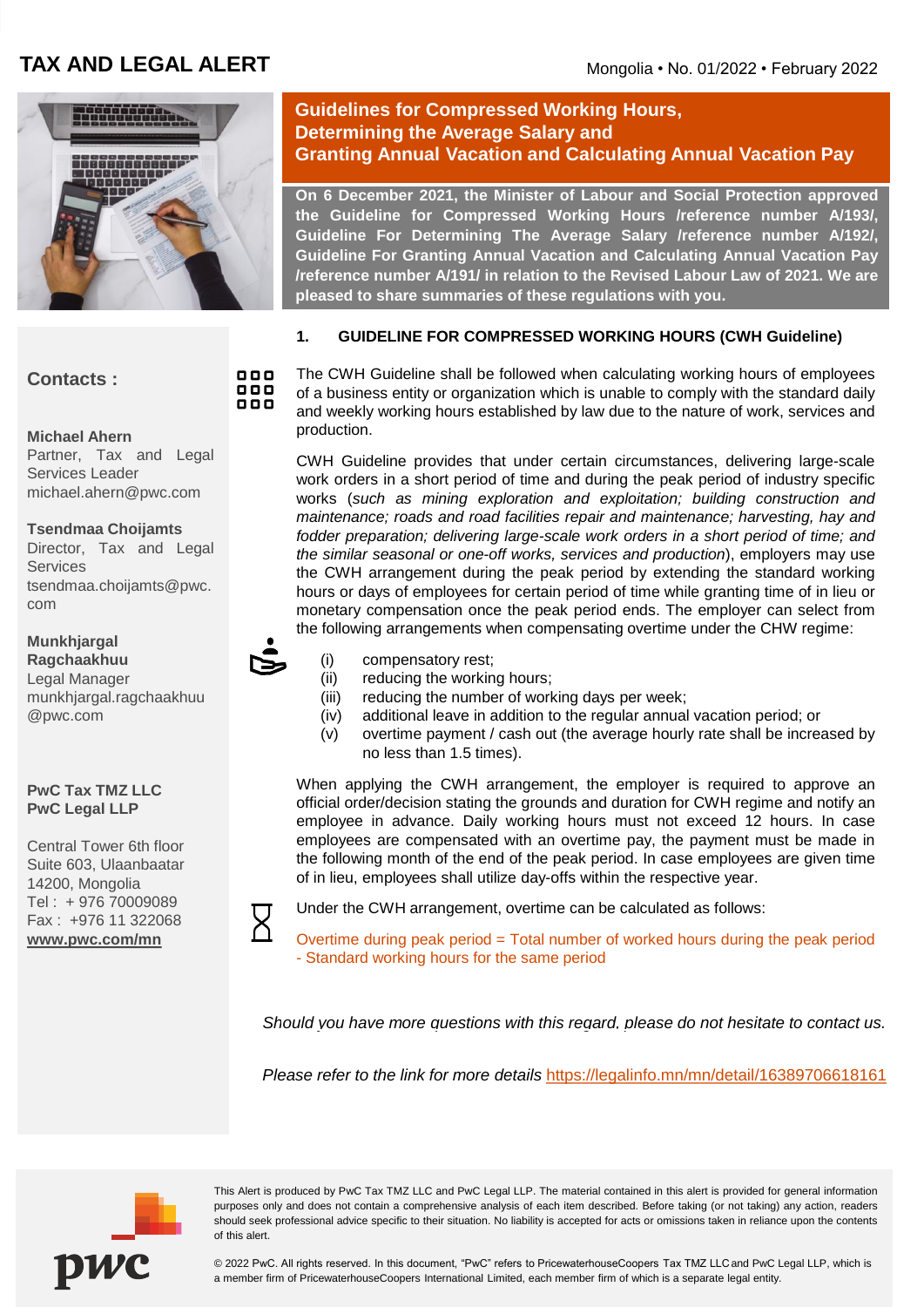# TAX AND LEGAL ALERT

Mongolia • No. 01/2022 • February 2022

## Guidelines for Compressed Working Hours, Determining the Average Salary and Granting Annual Vacation and Calculating Annual Vacation Pay

**On 6 December 2021, the Minister of Labour and Social Protection approved the Guideline for Compressed Working Hours /reference number A/193/, Guideline For Determining The Average Salary /reference number A/192/, Guideline For Granting Annual Vacation and Calculating Annual Vacation Pay /reference number A/191/ in relation to the Revised Labour Law of 2021. We are pleased to share summaries of these regulations with you.**

### 1. GUIDELINE FOR COMPRESSED WORKING HOURS (CWH Guideline)

The CWH Guideline shall be followed when calculating working hours of employees of a business entity or organization which is unable to comply with the standard daily and weekly working hours established by law due to the nature of work, services and production.

CWH Guideline provides that under certain circumstances, delivering large-scale work orders in a short period of time and during the peak period of industry specific works (*such as mining exploration and exploitation; building construction and maintenance; roads and road facilities repair and maintenance; harvesting, hay and fodder preparation; delivering large-scale work orders in a short period of time; and the similar seasonal or one-off works, services and production*), employers may use the CWH arrangement during the peak period by extending the standard working hours or days of employees for certain period of time while granting time of in lieu or monetary compensation once the peak period ends. The employer can select from the following arrangements when compensating overtime under the CHW regime:

- (i) compensatory rest;
- (ii) reducing the working hours;
- (iii) reducing the number of working days per week;
- (iv) additional leave in addition to the regular annual vacation period; or
- (v) overtime payment / cash out (the average hourly rate shall be increased by no less than 1.5 times).

When applying the CWH arrangement, the employer is required to approve an official order/decision stating the grounds and duration for CWH regime and notify an employee in advance. Daily working hours must not exceed 12 hours. In case employees are compensated with an overtime pay, the payment must be made in the following month of the end of the peak period. In case employees are given time of in lieu, employees shall utilize day-offs within the respective year.

Under the CWH arrangement, overtime can be calculated as follows:

Overtime during peak period = Total number of worked hours during the peak period - Standard working hours for the same period

*Should you have more questions with this regard, please do not hesitate to contact us.*

*Please refer to the link for more details* https://legalinfo.mn/mn/detail/16389706618161

**Contacts :**

**Michael Ahern**
Partner, Tax and Legal Services Leader
michael.ahern@pwc.com

**Tsendmaa Choijamts**
Director, Tax and Legal Services
tsendmaa.choijamts@pwc.com

**Munkhjargal Ragchaakhuu**
Legal Manager
munkhjargal.ragchaakhuu@pwc.com

**PwC Tax TMZ LLC**
**PwC Legal LLP**

Central Tower 6th floor
Suite 603, Ulaanbaatar
14200, Mongolia
Tel : + 976 70009089
Fax : +976 11 322068
**www.pwc.com/mn**

This Alert is produced by PwC Tax TMZ LLC and PwC Legal LLP. The material contained in this alert is provided for general information purposes only and does not contain a comprehensive analysis of each item described. Before taking (or not taking) any action, readers should seek professional advice specific to their situation. No liability is accepted for acts or omissions taken in reliance upon the contents of this alert.

© 2022 PwC. All rights reserved. In this document, "PwC" refers to PricewaterhouseCoopers Tax TMZ LLC and PwC Legal LLP, which is a member firm of PricewaterhouseCoopers International Limited, each member firm of which is a separate legal entity.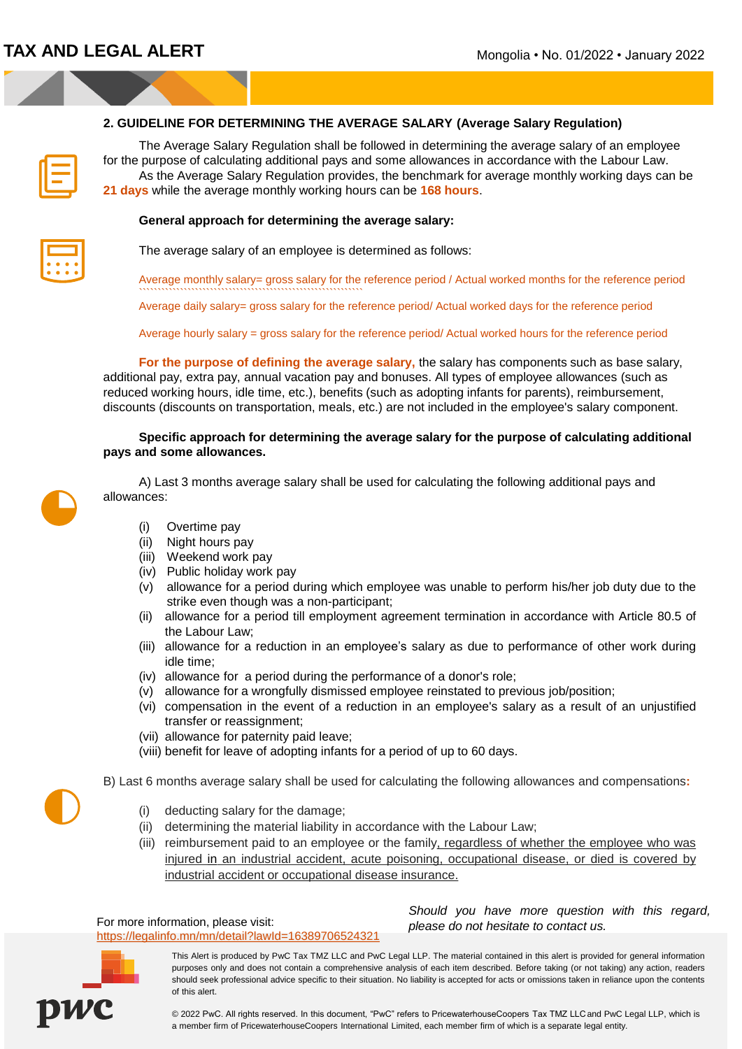## 2. GUIDELINE FOR DETERMINING THE AVERAGE SALARY (Average Salary Regulation)

The Average Salary Regulation shall be followed in determining the average salary of an employee for the purpose of calculating additional pays and some allowances in accordance with the Labour Law.

As the Average Salary Regulation provides, the benchmark for average monthly working days can be **21 days** while the average monthly working hours can be **168 hours**.

**General approach for determining the average salary:**

The average salary of an employee is determined as follows:

Average monthly salary= gross salary for the reference period / Actual worked months for the reference period

Average daily salary= gross salary for the reference period/ Actual worked days for the reference period

Average hourly salary = gross salary for the reference period/ Actual worked hours for the reference period

**For the purpose of defining the average salary,** the salary has components such as base salary, additional pay, extra pay, annual vacation pay and bonuses. All types of employee allowances (such as reduced working hours, idle time, etc.), benefits (such as adopting infants for parents), reimbursement, discounts (discounts on transportation, meals, etc.) are not included in the employee's salary component.

**Specific approach for determining the average salary for the purpose of calculating additional pays and some allowances.**

A) Last 3 months average salary shall be used for calculating the following additional pays and allowances:

(i) Overtime pay
(ii) Night hours pay
(iii) Weekend work pay
(iv) Public holiday work pay
(v) allowance for a period during which employee was unable to perform his/her job duty due to the strike even though was a non-participant;
(ii) allowance for a period till employment agreement termination in accordance with Article 80.5 of the Labour Law;
(iii) allowance for a reduction in an employee's salary as due to performance of other work during idle time;
(iv) allowance for a period during the performance of a donor's role;
(v) allowance for a wrongfully dismissed employee reinstated to previous job/position;
(vi) compensation in the event of a reduction in an employee's salary as a result of an unjustified transfer or reassignment;
(vii) allowance for paternity paid leave;
(viii) benefit for leave of adopting infants for a period of up to 60 days.

B) Last 6 months average salary shall be used for calculating the following allowances and compensations:

(i) deducting salary for the damage;
(ii) determining the material liability in accordance with the Labour Law;
(iii) reimbursement paid to an employee or the family, regardless of whether the employee who was injured in an industrial accident, acute poisoning, occupational disease, or died is covered by industrial accident or occupational disease insurance.

For more information, please visit:
https://legalinfo.mn/mn/detail?lawId=16389706524321

*Should you have more question with this regard, please do not hesitate to contact us.*

This Alert is produced by PwC Tax TMZ LLC and PwC Legal LLP. The material contained in this alert is provided for general information purposes only and does not contain a comprehensive analysis of each item described. Before taking (or not taking) any action, readers should seek professional advice specific to their situation. No liability is accepted for acts or omissions taken in reliance upon the contents of this alert.

© 2022 PwC. All rights reserved. In this document, "PwC" refers to PricewaterhouseCoopers Tax TMZ LLC and PwC Legal LLP, which is a member firm of PricewaterhouseCoopers International Limited, each member firm of which is a separate legal entity.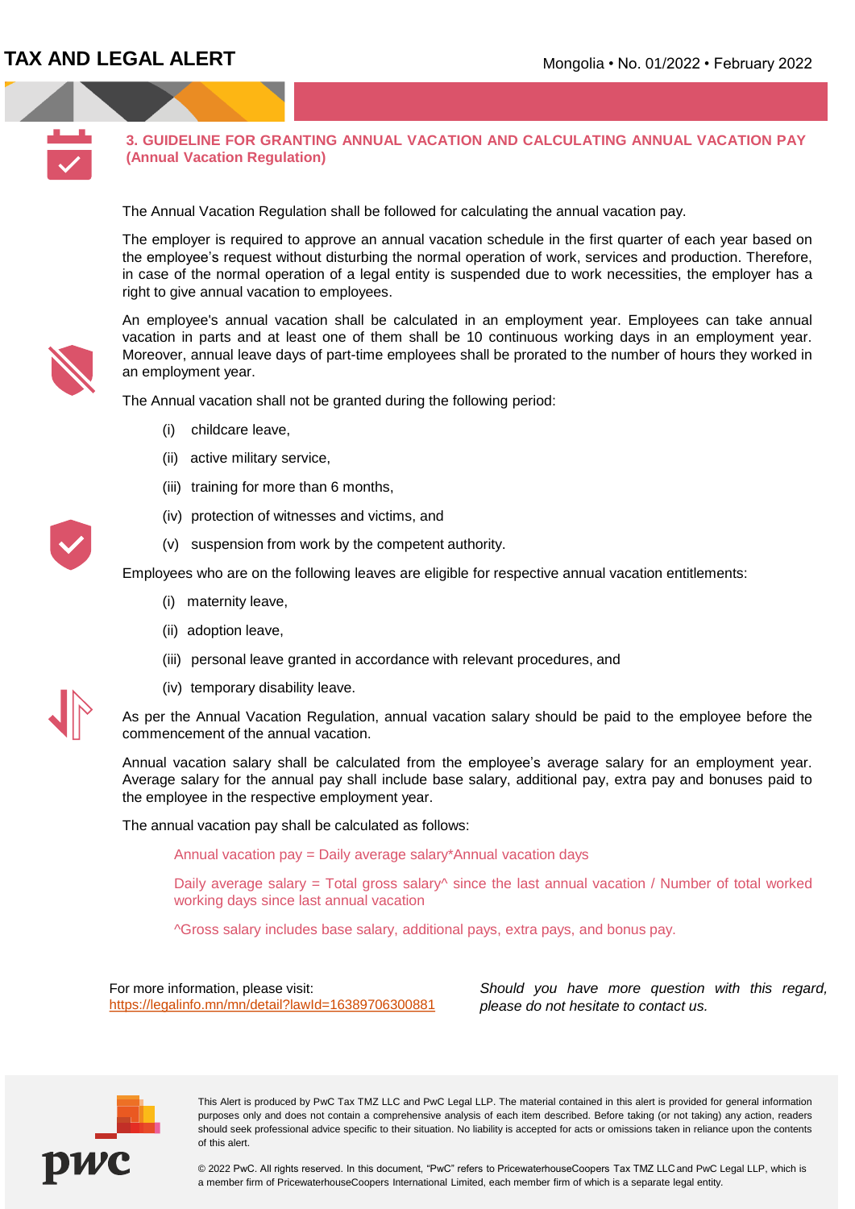## 3. GUIDELINE FOR GRANTING ANNUAL VACATION AND CALCULATING ANNUAL VACATION PAY (Annual Vacation Regulation)

The Annual Vacation Regulation shall be followed for calculating the annual vacation pay.

The employer is required to approve an annual vacation schedule in the first quarter of each year based on the employee's request without disturbing the normal operation of work, services and production. Therefore, in case of the normal operation of a legal entity is suspended due to work necessities, the employer has a right to give annual vacation to employees.

An employee's annual vacation shall be calculated in an employment year. Employees can take annual vacation in parts and at least one of them shall be 10 continuous working days in an employment year. Moreover, annual leave days of part-time employees shall be prorated to the number of hours they worked in an employment year.

The Annual vacation shall not be granted during the following period:

(i) childcare leave,

(ii) active military service,

(iii) training for more than 6 months,

(iv) protection of witnesses and victims, and

(v) suspension from work by the competent authority.

Employees who are on the following leaves are eligible for respective annual vacation entitlements:

(i) maternity leave,

(ii) adoption leave,

(iii) personal leave granted in accordance with relevant procedures, and

(iv) temporary disability leave.

As per the Annual Vacation Regulation, annual vacation salary should be paid to the employee before the commencement of the annual vacation.

Annual vacation salary shall be calculated from the employee's average salary for an employment year. Average salary for the annual pay shall include base salary, additional pay, extra pay and bonuses paid to the employee in the respective employment year.

The annual vacation pay shall be calculated as follows:

Annual vacation pay = Daily average salary*Annual vacation days

Daily average salary = Total gross salary^ since the last annual vacation / Number of total worked working days since last annual vacation

^Gross salary includes base salary, additional pays, extra pays, and bonus pay.

For more information, please visit:
https://legalinfo.mn/mn/detail?lawId=16389706300881

*Should you have more question with this regard, please do not hesitate to contact us.*

This Alert is produced by PwC Tax TMZ LLC and PwC Legal LLP. The material contained in this alert is provided for general information purposes only and does not contain a comprehensive analysis of each item described. Before taking (or not taking) any action, readers should seek professional advice specific to their situation. No liability is accepted for acts or omissions taken in reliance upon the contents of this alert.

© 2022 PwC. All rights reserved. In this document, "PwC" refers to PricewaterhouseCoopers Tax TMZ LLC and PwC Legal LLP, which is a member firm of PricewaterhouseCoopers International Limited, each member firm of which is a separate legal entity.